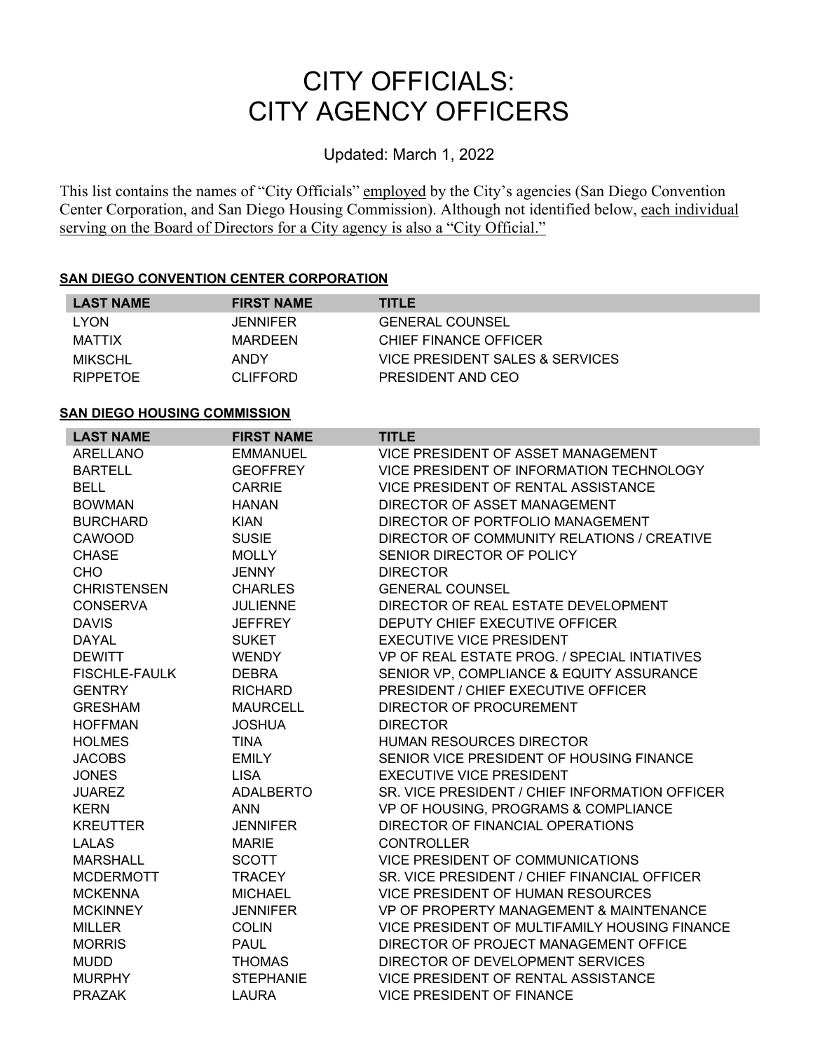# CITY OFFICIALS: CITY AGENCY OFFICERS

Updated: March 1, 2022

This list contains the names of "City Officials" employed by the City's agencies (San Diego Convention Center Corporation, and San Diego Housing Commission). Although not identified below, each individual serving on the Board of Directors for a City agency is also a "City Official."

**SAN DIEGO CONVENTION CENTER CORPORATION**

| LAST NAME | FIRST NAME | TITLE |
|---|---|---|
| LYON | JENNIFER | GENERAL COUNSEL |
| MATTIX | MARDEEN | CHIEF FINANCE OFFICER |
| MIKSCHL | ANDY | VICE PRESIDENT SALES & SERVICES |
| RIPPETOE | CLIFFORD | PRESIDENT AND CEO |

**SAN DIEGO HOUSING COMMISSION**

| LAST NAME | FIRST NAME | TITLE |
|---|---|---|
| ARELLANO | EMMANUEL | VICE PRESIDENT OF ASSET MANAGEMENT |
| BARTELL | GEOFFREY | VICE PRESIDENT OF INFORMATION TECHNOLOGY |
| BELL | CARRIE | VICE PRESIDENT OF RENTAL ASSISTANCE |
| BOWMAN | HANAN | DIRECTOR OF ASSET MANAGEMENT |
| BURCHARD | KIAN | DIRECTOR OF PORTFOLIO MANAGEMENT |
| CAWOOD | SUSIE | DIRECTOR OF COMMUNITY RELATIONS / CREATIVE |
| CHASE | MOLLY | SENIOR DIRECTOR OF POLICY |
| CHO | JENNY | DIRECTOR |
| CHRISTENSEN | CHARLES | GENERAL COUNSEL |
| CONSERVA | JULIENNE | DIRECTOR OF REAL ESTATE DEVELOPMENT |
| DAVIS | JEFFREY | DEPUTY CHIEF EXECUTIVE OFFICER |
| DAYAL | SUKET | EXECUTIVE VICE PRESIDENT |
| DEWITT | WENDY | VP OF REAL ESTATE PROG. / SPECIAL INTIATIVES |
| FISCHLE-FAULK | DEBRA | SENIOR VP, COMPLIANCE & EQUITY ASSURANCE |
| GENTRY | RICHARD | PRESIDENT / CHIEF EXECUTIVE OFFICER |
| GRESHAM | MAURCELL | DIRECTOR OF PROCUREMENT |
| HOFFMAN | JOSHUA | DIRECTOR |
| HOLMES | TINA | HUMAN RESOURCES DIRECTOR |
| JACOBS | EMILY | SENIOR VICE PRESIDENT OF HOUSING FINANCE |
| JONES | LISA | EXECUTIVE VICE PRESIDENT |
| JUAREZ | ADALBERTO | SR. VICE PRESIDENT / CHIEF INFORMATION OFFICER |
| KERN | ANN | VP OF HOUSING, PROGRAMS & COMPLIANCE |
| KREUTTER | JENNIFER | DIRECTOR OF FINANCIAL OPERATIONS |
| LALAS | MARIE | CONTROLLER |
| MARSHALL | SCOTT | VICE PRESIDENT OF COMMUNICATIONS |
| MCDERMOTT | TRACEY | SR. VICE PRESIDENT / CHIEF FINANCIAL OFFICER |
| MCKENNA | MICHAEL | VICE PRESIDENT OF HUMAN RESOURCES |
| MCKINNEY | JENNIFER | VP OF PROPERTY MANAGEMENT & MAINTENANCE |
| MILLER | COLIN | VICE PRESIDENT OF MULTIFAMILY HOUSING FINANCE |
| MORRIS | PAUL | DIRECTOR OF PROJECT MANAGEMENT OFFICE |
| MUDD | THOMAS | DIRECTOR OF DEVELOPMENT SERVICES |
| MURPHY | STEPHANIE | VICE PRESIDENT OF RENTAL ASSISTANCE |
| PRAZAK | LAURA | VICE PRESIDENT OF FINANCE |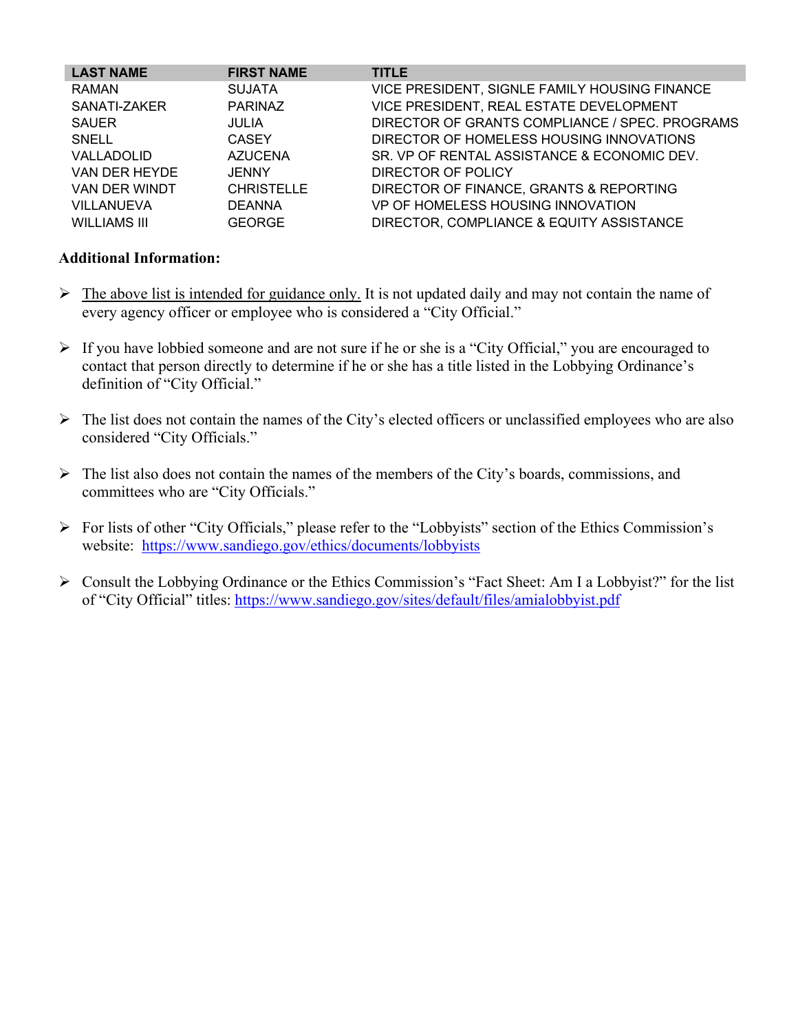| LAST NAME | FIRST NAME | TITLE |
| --- | --- | --- |
| RAMAN | SUJATA | VICE PRESIDENT, SIGNLE FAMILY HOUSING FINANCE |
| SANATI-ZAKER | PARINAZ | VICE PRESIDENT, REAL ESTATE DEVELOPMENT |
| SAUER | JULIA | DIRECTOR OF GRANTS COMPLIANCE / SPEC. PROGRAMS |
| SNELL | CASEY | DIRECTOR OF HOMELESS HOUSING INNOVATIONS |
| VALLADOLID | AZUCENA | SR. VP OF RENTAL ASSISTANCE & ECONOMIC DEV. |
| VAN DER HEYDE | JENNY | DIRECTOR OF POLICY |
| VAN DER WINDT | CHRISTELLE | DIRECTOR OF FINANCE, GRANTS & REPORTING |
| VILLANUEVA | DEANNA | VP OF HOMELESS HOUSING INNOVATION |
| WILLIAMS III | GEORGE | DIRECTOR, COMPLIANCE & EQUITY ASSISTANCE |

**Additional Information:**

- The above list is intended for guidance only. It is not updated daily and may not contain the name of every agency officer or employee who is considered a "City Official."
- If you have lobbied someone and are not sure if he or she is a "City Official," you are encouraged to contact that person directly to determine if he or she has a title listed in the Lobbying Ordinance's definition of "City Official."
- The list does not contain the names of the City's elected officers or unclassified employees who are also considered "City Officials."
- The list also does not contain the names of the members of the City's boards, commissions, and committees who are "City Officials."
- For lists of other "City Officials," please refer to the "Lobbyists" section of the Ethics Commission's website: https://www.sandiego.gov/ethics/documents/lobbyists
- Consult the Lobbying Ordinance or the Ethics Commission's "Fact Sheet: Am I a Lobbyist?" for the list of "City Official" titles: https://www.sandiego.gov/sites/default/files/amialobbyist.pdf